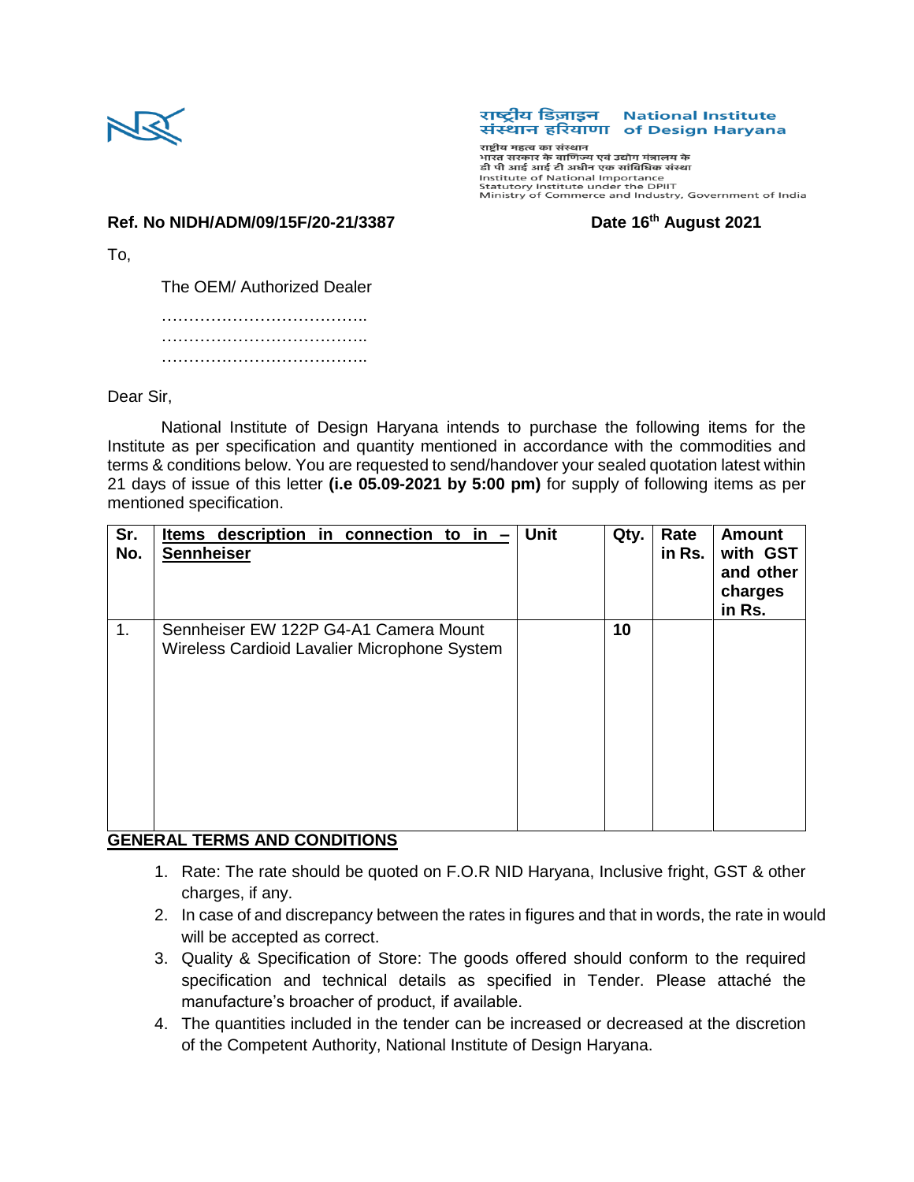राष्ट्रीय डिज़ाइन संस्थान हरियाणा
**National Institute of Design Haryana**

राष्ट्रीय महत्व का संस्थान
भारत सरकार के वाणिज्य एवं उद्योग मंत्रालय के
डी पी आई आई टी अधीन एक सांविधिक संस्था
Institute of National Importance
Statutory Institute under the DPIIT
Ministry of Commerce and Industry, Government of India

**Ref. No NIDH/ADM/09/15F/20-21/3387** **Date 16th August 2021**

To,

The OEM/ Authorized Dealer
………………………………..
………………………………..
………………………………..

Dear Sir,

National Institute of Design Haryana intends to purchase the following items for the Institute as per specification and quantity mentioned in accordance with the commodities and terms & conditions below. You are requested to send/handover your sealed quotation latest within 21 days of issue of this letter **(i.e 05.09-2021 by 5:00 pm)** for supply of following items as per mentioned specification.

| Sr. No. | Items description in connection to in – Sennheiser | Unit | Qty. | Rate in Rs. | Amount with GST and other charges in Rs. |
|---|---|---|---|---|---|
| 1. | Sennheiser EW 122P G4-A1 Camera Mount Wireless Cardioid Lavalier Microphone System | | **10** | | |

## GENERAL TERMS AND CONDITIONS

1. Rate: The rate should be quoted on F.O.R NID Haryana, Inclusive fright, GST & other charges, if any.
2. In case of and discrepancy between the rates in figures and that in words, the rate in would will be accepted as correct.
3. Quality & Specification of Store: The goods offered should conform to the required specification and technical details as specified in Tender. Please attaché the manufacture's broacher of product, if available.
4. The quantities included in the tender can be increased or decreased at the discretion of the Competent Authority, National Institute of Design Haryana.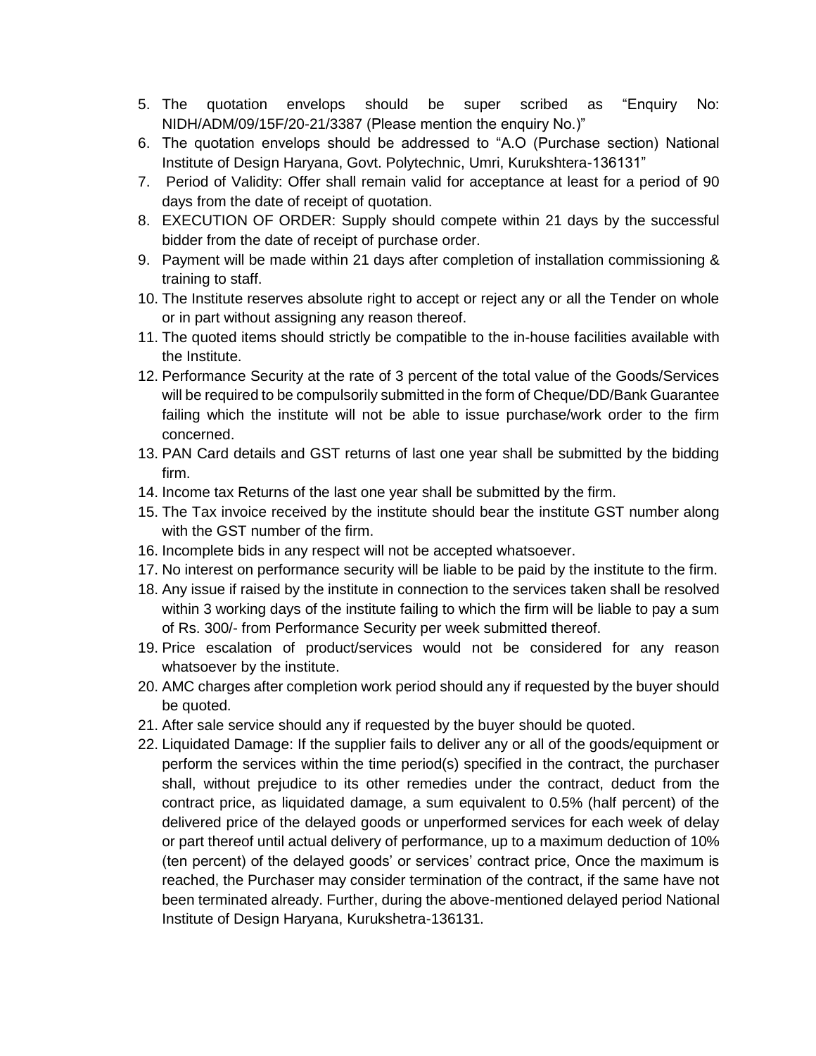5. The quotation envelops should be super scribed as "Enquiry No: NIDH/ADM/09/15F/20-21/3387 (Please mention the enquiry No.)"
6. The quotation envelops should be addressed to "A.O (Purchase section) National Institute of Design Haryana, Govt. Polytechnic, Umri, Kurukshtera-136131"
7. Period of Validity: Offer shall remain valid for acceptance at least for a period of 90 days from the date of receipt of quotation.
8. EXECUTION OF ORDER: Supply should compete within 21 days by the successful bidder from the date of receipt of purchase order.
9. Payment will be made within 21 days after completion of installation commissioning & training to staff.
10. The Institute reserves absolute right to accept or reject any or all the Tender on whole or in part without assigning any reason thereof.
11. The quoted items should strictly be compatible to the in-house facilities available with the Institute.
12. Performance Security at the rate of 3 percent of the total value of the Goods/Services will be required to be compulsorily submitted in the form of Cheque/DD/Bank Guarantee failing which the institute will not be able to issue purchase/work order to the firm concerned.
13. PAN Card details and GST returns of last one year shall be submitted by the bidding firm.
14. Income tax Returns of the last one year shall be submitted by the firm.
15. The Tax invoice received by the institute should bear the institute GST number along with the GST number of the firm.
16. Incomplete bids in any respect will not be accepted whatsoever.
17. No interest on performance security will be liable to be paid by the institute to the firm.
18. Any issue if raised by the institute in connection to the services taken shall be resolved within 3 working days of the institute failing to which the firm will be liable to pay a sum of Rs. 300/- from Performance Security per week submitted thereof.
19. Price escalation of product/services would not be considered for any reason whatsoever by the institute.
20. AMC charges after completion work period should any if requested by the buyer should be quoted.
21. After sale service should any if requested by the buyer should be quoted.
22. Liquidated Damage: If the supplier fails to deliver any or all of the goods/equipment or perform the services within the time period(s) specified in the contract, the purchaser shall, without prejudice to its other remedies under the contract, deduct from the contract price, as liquidated damage, a sum equivalent to 0.5% (half percent) of the delivered price of the delayed goods or unperformed services for each week of delay or part thereof until actual delivery of performance, up to a maximum deduction of 10% (ten percent) of the delayed goods' or services' contract price, Once the maximum is reached, the Purchaser may consider termination of the contract, if the same have not been terminated already. Further, during the above-mentioned delayed period National Institute of Design Haryana, Kurukshetra-136131.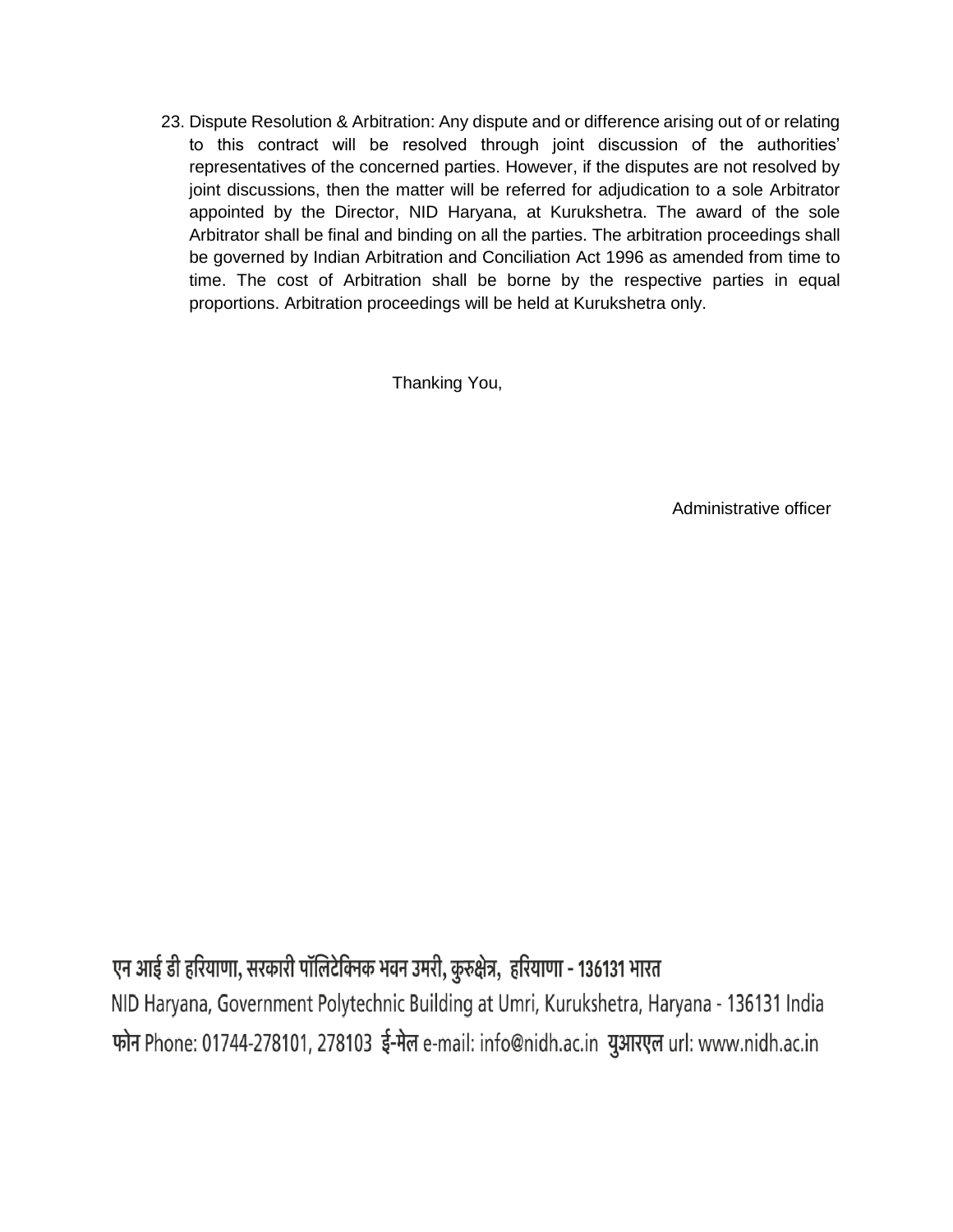23. Dispute Resolution & Arbitration: Any dispute and or difference arising out of or relating to this contract will be resolved through joint discussion of the authorities' representatives of the concerned parties. However, if the disputes are not resolved by joint discussions, then the matter will be referred for adjudication to a sole Arbitrator appointed by the Director, NID Haryana, at Kurukshetra. The award of the sole Arbitrator shall be final and binding on all the parties. The arbitration proceedings shall be governed by Indian Arbitration and Conciliation Act 1996 as amended from time to time. The cost of Arbitration shall be borne by the respective parties in equal proportions. Arbitration proceedings will be held at Kurukshetra only.

Thanking You,

Administrative officer